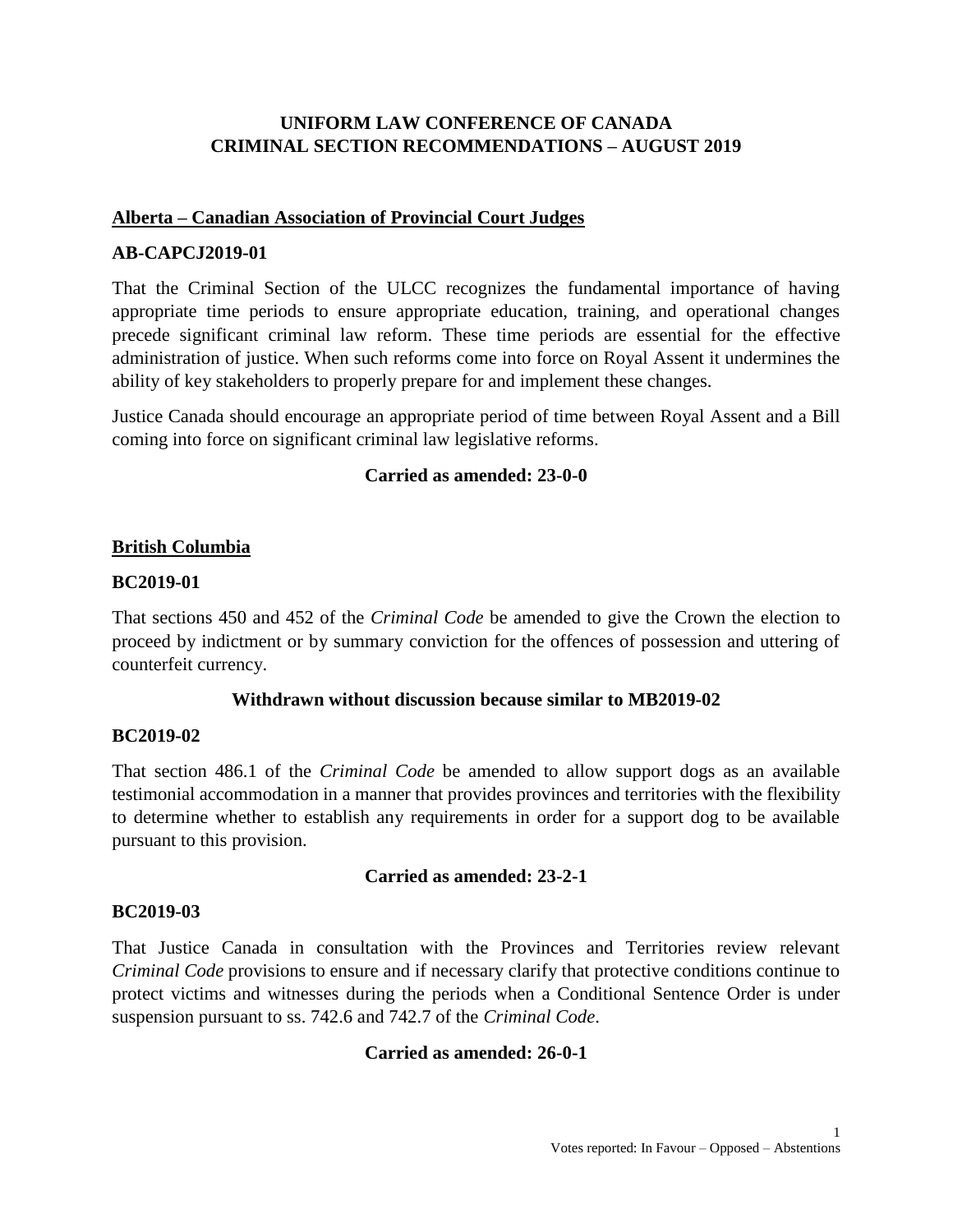# UNIFORM LAW CONFERENCE OF CANADA
# CRIMINAL SECTION RECOMMENDATIONS – AUGUST 2019

## Alberta – Canadian Association of Provincial Court Judges

### AB-CAPCJ2019-01

That the Criminal Section of the ULCC recognizes the fundamental importance of having appropriate time periods to ensure appropriate education, training, and operational changes precede significant criminal law reform. These time periods are essential for the effective administration of justice. When such reforms come into force on Royal Assent it undermines the ability of key stakeholders to properly prepare for and implement these changes.

Justice Canada should encourage an appropriate period of time between Royal Assent and a Bill coming into force on significant criminal law legislative reforms.

**Carried as amended: 23-0-0**

## British Columbia

### BC2019-01

That sections 450 and 452 of the *Criminal Code* be amended to give the Crown the election to proceed by indictment or by summary conviction for the offences of possession and uttering of counterfeit currency.

**Withdrawn without discussion because similar to MB2019-02**

### BC2019-02

That section 486.1 of the *Criminal Code* be amended to allow support dogs as an available testimonial accommodation in a manner that provides provinces and territories with the flexibility to determine whether to establish any requirements in order for a support dog to be available pursuant to this provision.

**Carried as amended: 23-2-1**

### BC2019-03

That Justice Canada in consultation with the Provinces and Territories review relevant *Criminal Code* provisions to ensure and if necessary clarify that protective conditions continue to protect victims and witnesses during the periods when a Conditional Sentence Order is under suspension pursuant to ss. 742.6 and 742.7 of the *Criminal Code*.

**Carried as amended: 26-0-1**

Votes reported: In Favour – Opposed – Abstentions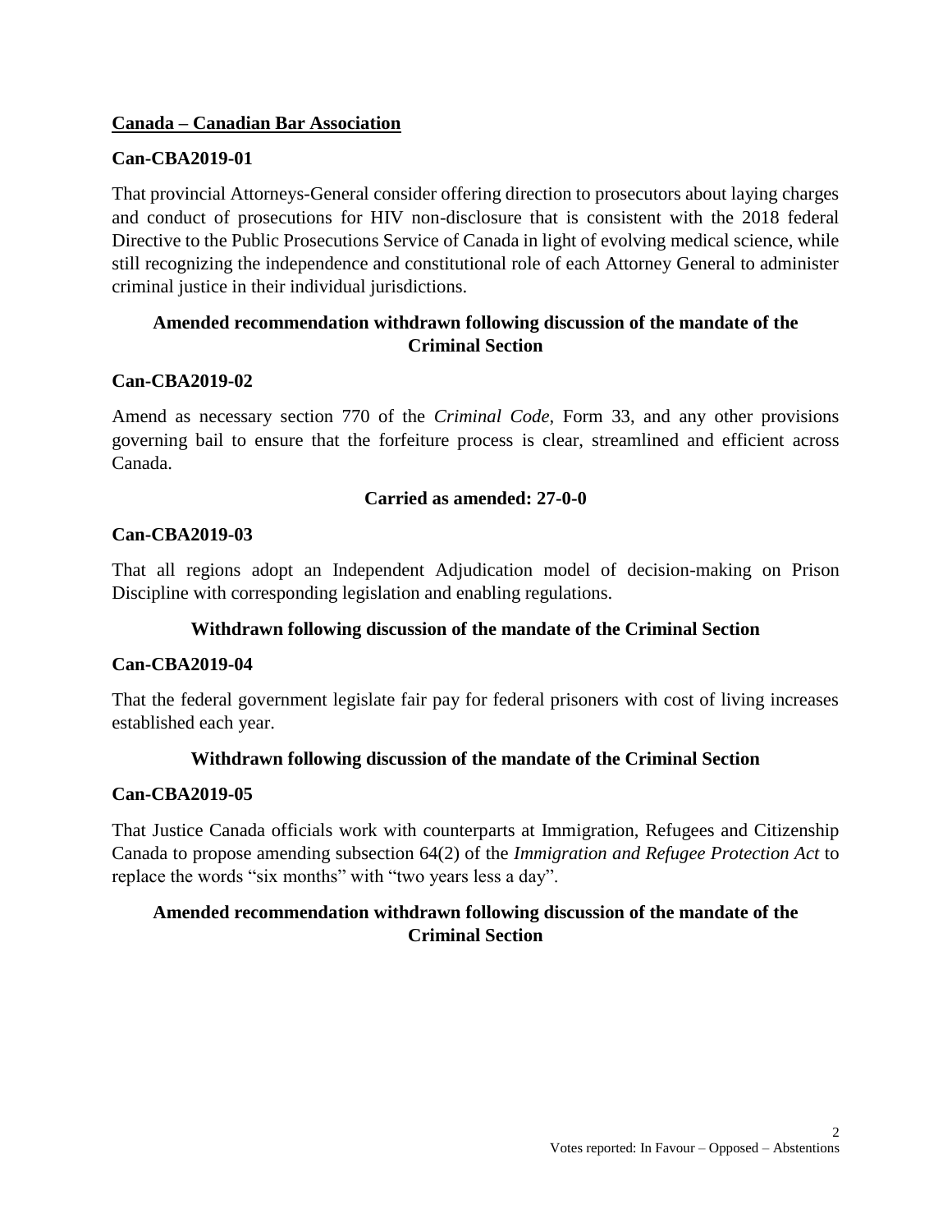## **Canada – Canadian Bar Association**

### Can-CBA2019-01

That provincial Attorneys-General consider offering direction to prosecutors about laying charges and conduct of prosecutions for HIV non-disclosure that is consistent with the 2018 federal Directive to the Public Prosecutions Service of Canada in light of evolving medical science, while still recognizing the independence and constitutional role of each Attorney General to administer criminal justice in their individual jurisdictions.

**Amended recommendation withdrawn following discussion of the mandate of the Criminal Section**

### Can-CBA2019-02

Amend as necessary section 770 of the *Criminal Code*, Form 33, and any other provisions governing bail to ensure that the forfeiture process is clear, streamlined and efficient across Canada.

**Carried as amended: 27-0-0**

### Can-CBA2019-03

That all regions adopt an Independent Adjudication model of decision-making on Prison Discipline with corresponding legislation and enabling regulations.

**Withdrawn following discussion of the mandate of the Criminal Section**

### Can-CBA2019-04

That the federal government legislate fair pay for federal prisoners with cost of living increases established each year.

**Withdrawn following discussion of the mandate of the Criminal Section**

### Can-CBA2019-05

That Justice Canada officials work with counterparts at Immigration, Refugees and Citizenship Canada to propose amending subsection 64(2) of the *Immigration and Refugee Protection Act* to replace the words "six months" with "two years less a day".

**Amended recommendation withdrawn following discussion of the mandate of the Criminal Section**

Votes reported: In Favour – Opposed – Abstentions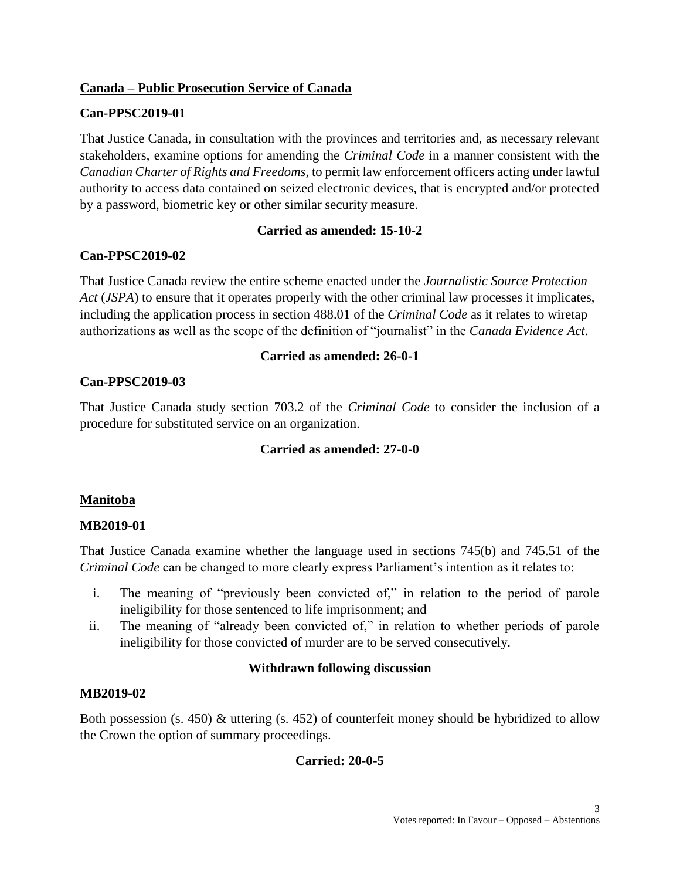## Canada – Public Prosecution Service of Canada

### Can-PPSC2019-01

That Justice Canada, in consultation with the provinces and territories and, as necessary relevant stakeholders, examine options for amending the *Criminal Code* in a manner consistent with the *Canadian Charter of Rights and Freedoms*, to permit law enforcement officers acting under lawful authority to access data contained on seized electronic devices, that is encrypted and/or protected by a password, biometric key or other similar security measure.

**Carried as amended: 15-10-2**

### Can-PPSC2019-02

That Justice Canada review the entire scheme enacted under the *Journalistic Source Protection Act* (*JSPA*) to ensure that it operates properly with the other criminal law processes it implicates, including the application process in section 488.01 of the *Criminal Code* as it relates to wiretap authorizations as well as the scope of the definition of "journalist" in the *Canada Evidence Act*.

**Carried as amended: 26-0-1**

### Can-PPSC2019-03

That Justice Canada study section 703.2 of the *Criminal Code* to consider the inclusion of a procedure for substituted service on an organization.

**Carried as amended: 27-0-0**

## Manitoba

### MB2019-01

That Justice Canada examine whether the language used in sections 745(b) and 745.51 of the *Criminal Code* can be changed to more clearly express Parliament's intention as it relates to:

i. The meaning of "previously been convicted of," in relation to the period of parole ineligibility for those sentenced to life imprisonment; and
ii. The meaning of "already been convicted of," in relation to whether periods of parole ineligibility for those convicted of murder are to be served consecutively.

**Withdrawn following discussion**

### MB2019-02

Both possession (s. 450) & uttering (s. 452) of counterfeit money should be hybridized to allow the Crown the option of summary proceedings.

**Carried: 20-0-5**

Votes reported: In Favour – Opposed – Abstentions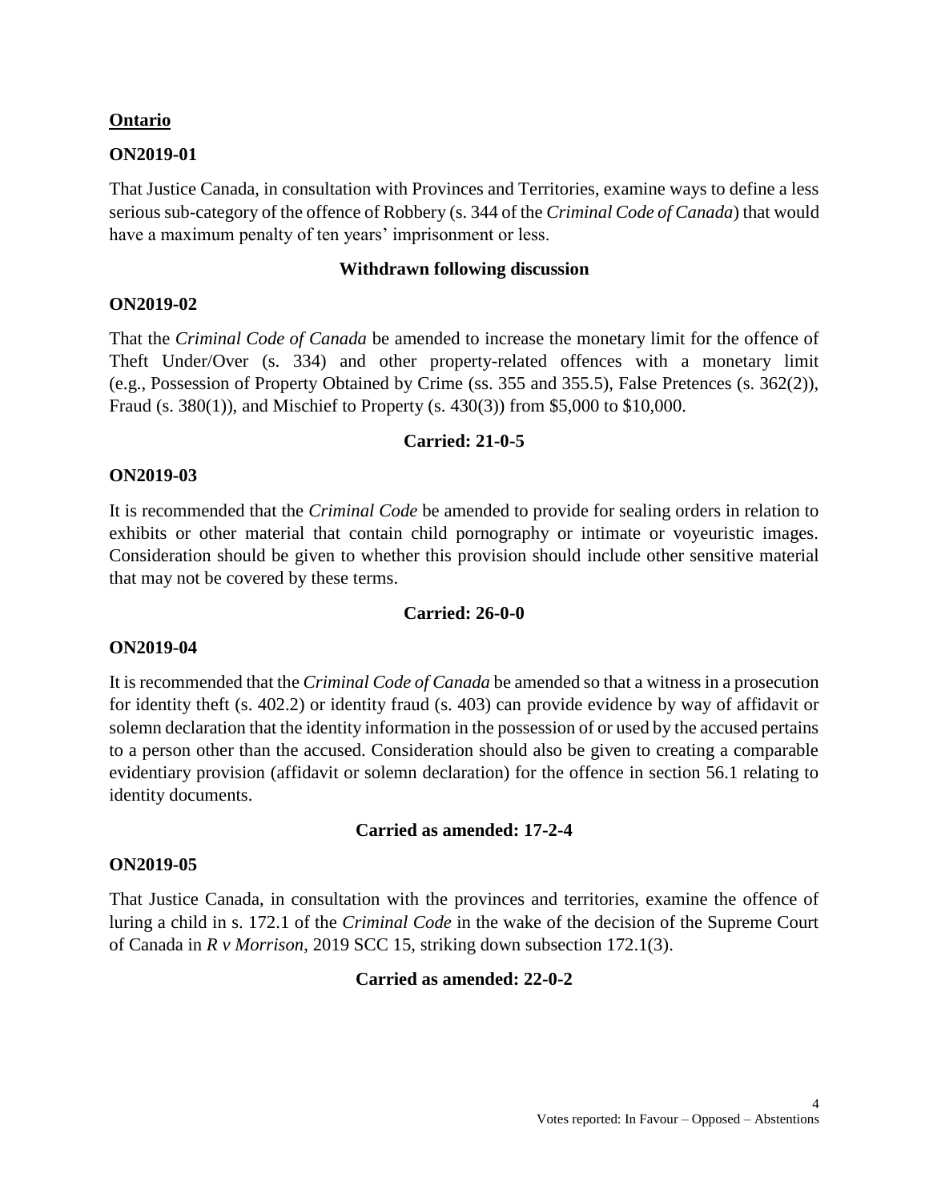## Ontario

### ON2019-01

That Justice Canada, in consultation with Provinces and Territories, examine ways to define a less serious sub-category of the offence of Robbery (s. 344 of the *Criminal Code of Canada*) that would have a maximum penalty of ten years' imprisonment or less.

**Withdrawn following discussion**

### ON2019-02

That the *Criminal Code of Canada* be amended to increase the monetary limit for the offence of Theft Under/Over (s. 334) and other property-related offences with a monetary limit (e.g., Possession of Property Obtained by Crime (ss. 355 and 355.5), False Pretences (s. 362(2)), Fraud (s. 380(1)), and Mischief to Property (s. 430(3)) from $5,000 to $10,000.

**Carried: 21-0-5**

### ON2019-03

It is recommended that the *Criminal Code* be amended to provide for sealing orders in relation to exhibits or other material that contain child pornography or intimate or voyeuristic images. Consideration should be given to whether this provision should include other sensitive material that may not be covered by these terms.

**Carried: 26-0-0**

### ON2019-04

It is recommended that the *Criminal Code of Canada* be amended so that a witness in a prosecution for identity theft (s. 402.2) or identity fraud (s. 403) can provide evidence by way of affidavit or solemn declaration that the identity information in the possession of or used by the accused pertains to a person other than the accused. Consideration should also be given to creating a comparable evidentiary provision (affidavit or solemn declaration) for the offence in section 56.1 relating to identity documents.

**Carried as amended: 17-2-4**

### ON2019-05

That Justice Canada, in consultation with the provinces and territories, examine the offence of luring a child in s. 172.1 of the *Criminal Code* in the wake of the decision of the Supreme Court of Canada in *R v Morrison*, 2019 SCC 15, striking down subsection 172.1(3).

**Carried as amended: 22-0-2**

Votes reported: In Favour – Opposed – Abstentions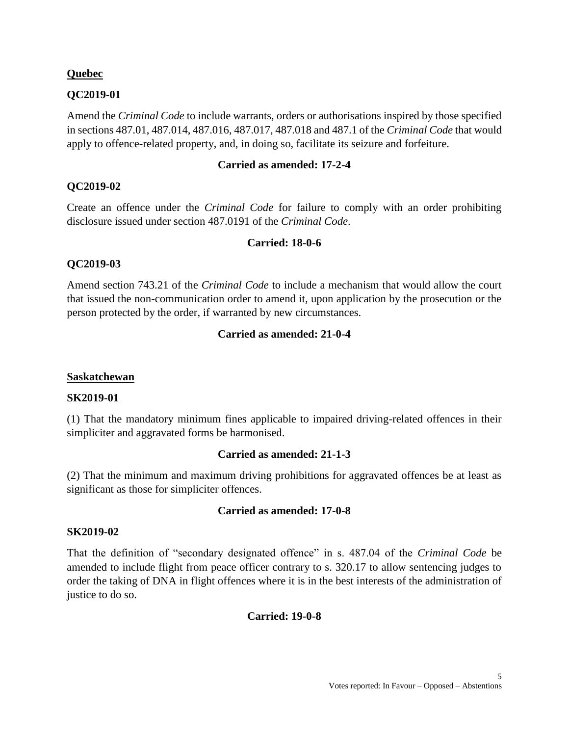## Quebec

### QC2019-01

Amend the *Criminal Code* to include warrants, orders or authorisations inspired by those specified in sections 487.01, 487.014, 487.016, 487.017, 487.018 and 487.1 of the *Criminal Code* that would apply to offence-related property, and, in doing so, facilitate its seizure and forfeiture.

**Carried as amended: 17-2-4**

### QC2019-02

Create an offence under the *Criminal Code* for failure to comply with an order prohibiting disclosure issued under section 487.0191 of the *Criminal Code*.

**Carried: 18-0-6**

### QC2019-03

Amend section 743.21 of the *Criminal Code* to include a mechanism that would allow the court that issued the non-communication order to amend it, upon application by the prosecution or the person protected by the order, if warranted by new circumstances.

**Carried as amended: 21-0-4**

## Saskatchewan

### SK2019-01

(1) That the mandatory minimum fines applicable to impaired driving-related offences in their simpliciter and aggravated forms be harmonised.

**Carried as amended: 21-1-3**

(2) That the minimum and maximum driving prohibitions for aggravated offences be at least as significant as those for simpliciter offences.

**Carried as amended: 17-0-8**

### SK2019-02

That the definition of "secondary designated offence" in s. 487.04 of the *Criminal Code* be amended to include flight from peace officer contrary to s. 320.17 to allow sentencing judges to order the taking of DNA in flight offences where it is in the best interests of the administration of justice to do so.

**Carried: 19-0-8**

Votes reported: In Favour – Opposed – Abstentions